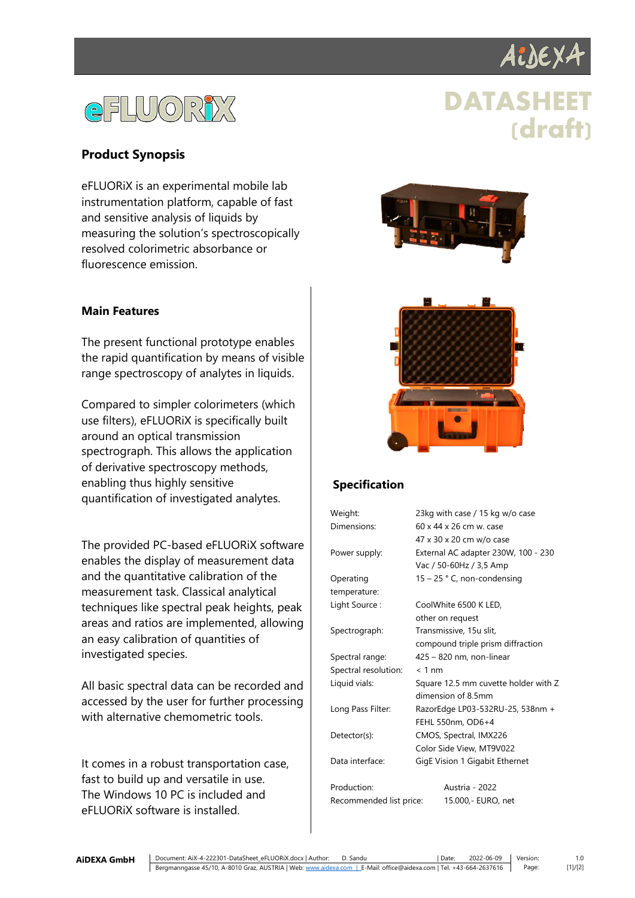# eFLUORiX

# DATASHEET (draft)

## Product Synopsis

eFLUORiX is an experimental mobile lab instrumentation platform, capable of fast and sensitive analysis of liquids by measuring the solution's spectroscopically resolved colorimetric absorbance or fluorescence emission.

## Main Features

The present functional prototype enables the rapid quantification by means of visible range spectroscopy of analytes in liquids.

Compared to simpler colorimeters (which use filters), eFLUORiX is specifically built around an optical transmission spectrograph. This allows the application of derivative spectroscopy methods, enabling thus highly sensitive quantification of investigated analytes.

The provided PC-based eFLUORiX software enables the display of measurement data and the quantitative calibration of the measurement task. Classical analytical techniques like spectral peak heights, peak areas and ratios are implemented, allowing an easy calibration of quantities of investigated species.

All basic spectral data can be recorded and accessed by the user for further processing with alternative chemometric tools.

It comes in a robust transportation case, fast to build up and versatile in use. The Windows 10 PC is included and eFLUORiX software is installed.

## Specification

| | |
|---|---|
| Weight: | 23kg with case / 15 kg w/o case |
| Dimensions: | 60 x 44 x 26 cm w. case<br>47 x 30 x 20 cm w/o case |
| Power supply: | External AC adapter 230W, 100 - 230 Vac / 50-60Hz / 3,5 Amp |
| Operating temperature: | 15 – 25 ° C, non-condensing |
| Light Source : | CoolWhite 6500 K LED, other on request |
| Spectrograph: | Transmissive, 15u slit, compound triple prism diffraction |
| Spectral range: | 425 – 820 nm, non-linear |
| Spectral resolution: | < 1 nm |
| Liquid vials: | Square 12.5 mm cuvette holder with Z dimension of 8.5mm |
| Long Pass Filter: | RazorEdge LP03-532RU-25, 538nm + FEHL 550nm, OD6+4 |
| Detector(s): | CMOS, Spectral, IMX226<br>Color Side View, MT9V022 |
| Data interface: | GigE Vision 1 Gigabit Ethernet |

| | |
|---|---|
| Production: | Austria - 2022 |
| Recommended list price: | 15.000,- EURO, net |

AiDEXA GmbH | Document: AiX-4-222301-DataSheet_eFLUORiX.docx | Author: D. Sandu | Date: 2022-06-09 | Version: 1.0
Bergmanngasse 45/10, A-8010 Graz, AUSTRIA | Web: www.aidexa.com | E-Mail: office@aidexa.com | Tel. +43-664-2637616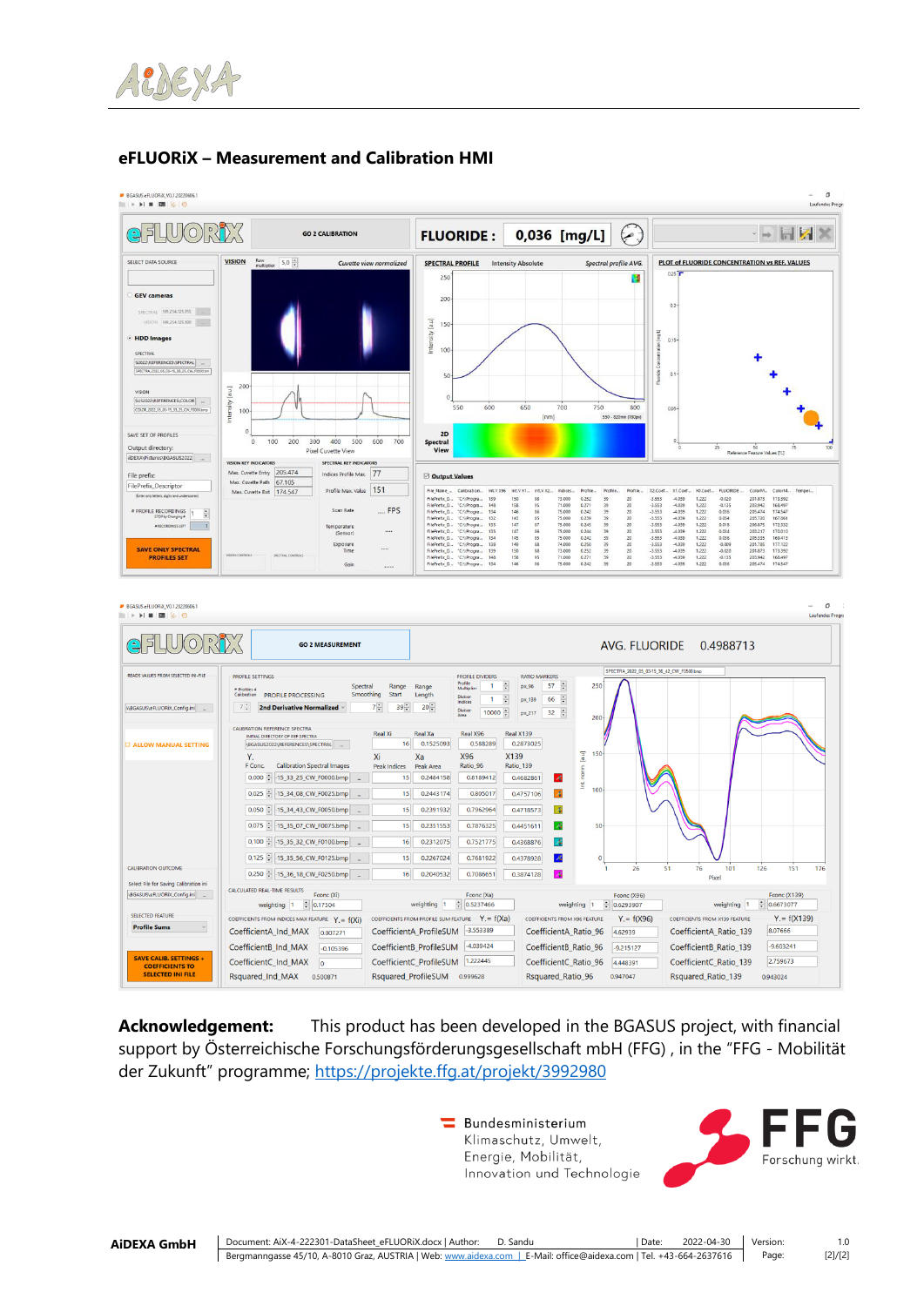## eFLUORiX – Measurement and Calibration HMI

**Acknowledgement:** This product has been developed in the BGASUS project, with financial support by Österreichische Forschungsförderungsgesellschaft mbH (FFG) , in the "FFG - Mobilität der Zukunft" programme; https://projekte.ffg.at/projekt/3992980

Bundesministerium
Klimaschutz, Umwelt,
Energie, Mobilität,
Innovation und Technologie

FFG
Forschung wirkt.

AiDEXA GmbH | Document: AiX-4-222301-DataSheet_eFLUORiX.docx | Author: D. Sandu | Date: 2022-04-30 | Version: 1.0
Bergmanngasse 45/10, A-8010 Graz, AUSTRIA | Web: www.aidexa.com | E-Mail: office@aidexa.com | Tel. +43-664-2637616